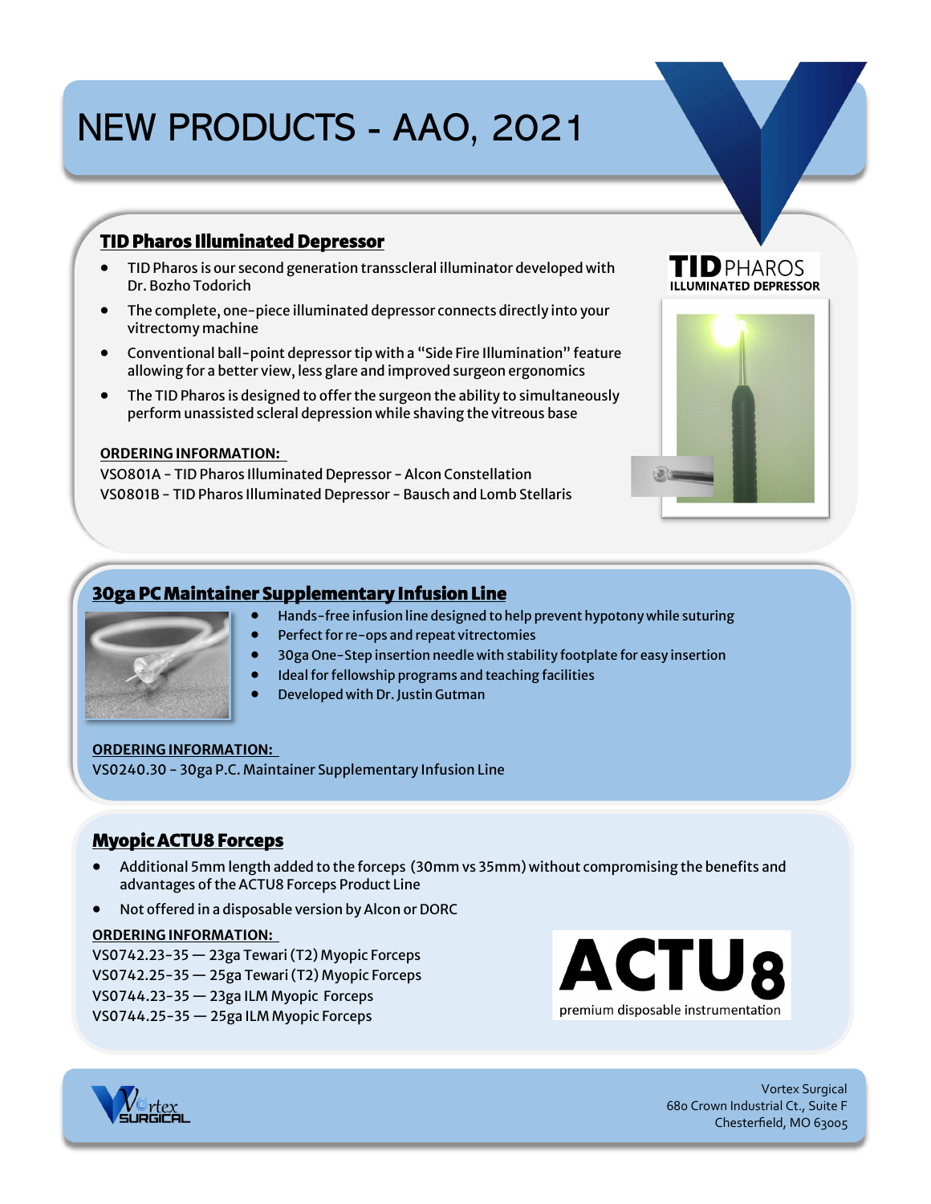# NEW PRODUCTS - AAO, 2021

## TID Pharos Illuminated Depressor

- TID Pharos is our second generation transscleral illuminator developed with Dr. Bozho Todorich
- The complete, one-piece illuminated depressor connects directly into your vitrectomy machine
- Conventional ball-point depressor tip with a "Side Fire Illumination" feature allowing for a better view, less glare and improved surgeon ergonomics
- The TID Pharos is designed to offer the surgeon the ability to simultaneously perform unassisted scleral depression while shaving the vitreous base

**ORDERING INFORMATION:**

VSO801A - TID Pharos Illuminated Depressor - Alcon Constellation
VS0801B - TID Pharos Illuminated Depressor - Bausch and Lomb Stellaris

TID PHAROS
ILLUMINATED DEPRESSOR

## 30ga PC Maintainer Supplementary Infusion Line

- Hands-free infusion line designed to help prevent hypotony while suturing
- Perfect for re-ops and repeat vitrectomies
- 30ga One-Step insertion needle with stability footplate for easy insertion
- Ideal for fellowship programs and teaching facilities
- Developed with Dr. Justin Gutman

**ORDERING INFORMATION:**

VS0240.30 - 30ga P.C. Maintainer Supplementary Infusion Line

## Myopic ACTU8 Forceps

- Additional 5mm length added to the forceps (30mm vs 35mm) without compromising the benefits and advantages of the ACTU8 Forceps Product Line
- Not offered in a disposable version by Alcon or DORC

**ORDERING INFORMATION:**

VS0742.23-35 — 23ga Tewari (T2) Myopic Forceps
VS0742.25-35 — 25ga Tewari (T2) Myopic Forceps
VS0744.23-35 — 23ga ILM Myopic Forceps
VS0744.25-35 — 25ga ILM Myopic Forceps

ACTU8
premium disposable instrumentation

Vortex Surgical
680 Crown Industrial Ct., Suite F
Chesterfield, MO 63005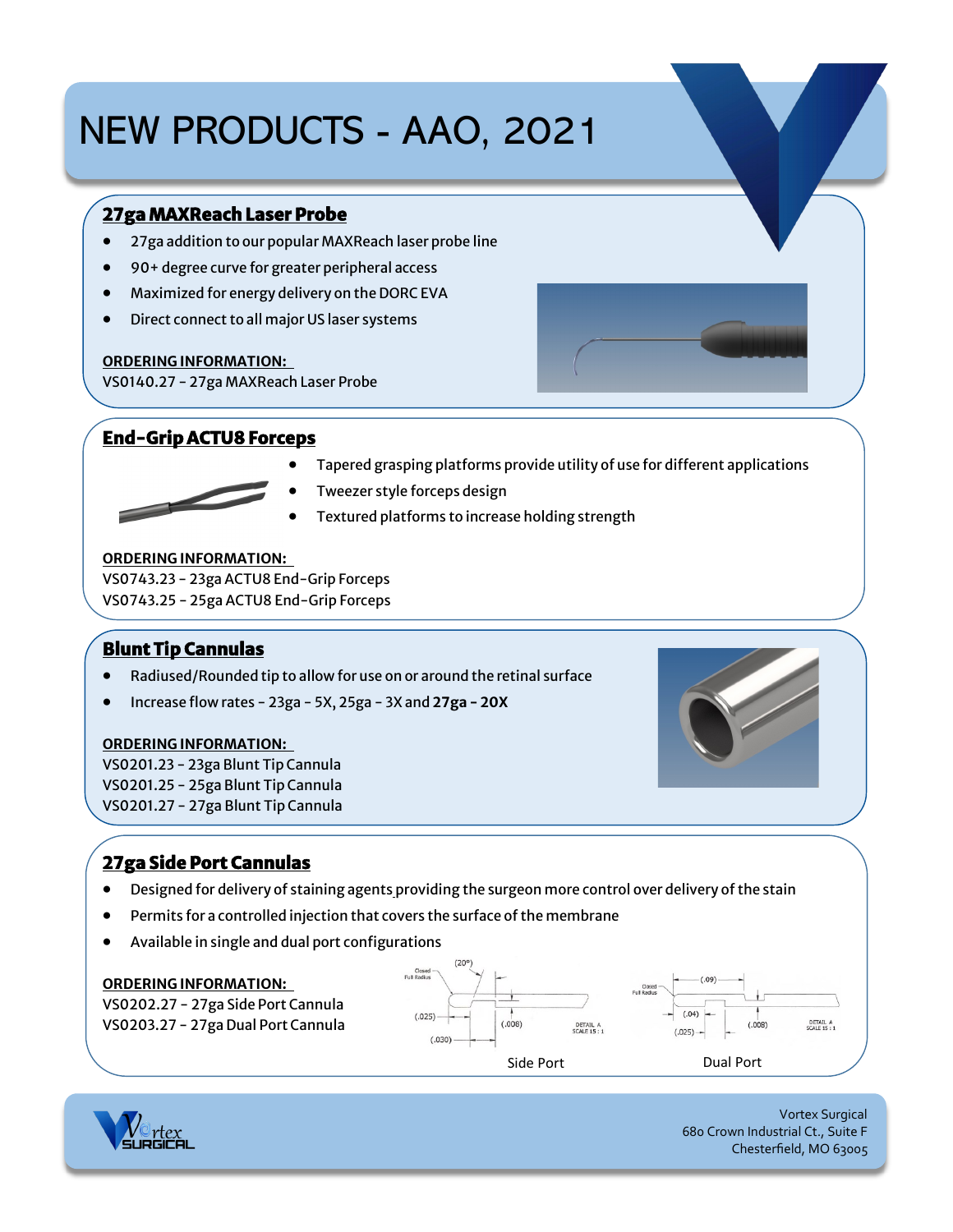# NEW PRODUCTS - AAO, 2021

## 27ga MAXReach Laser Probe

- 27ga addition to our popular MAXReach laser probe line
- 90+ degree curve for greater peripheral access
- Maximized for energy delivery on the DORC EVA
- Direct connect to all major US laser systems

**ORDERING INFORMATION:**
VS0140.27 - 27ga MAXReach Laser Probe

## End-Grip ACTU8 Forceps

- Tapered grasping platforms provide utility of use for different applications
- Tweezer style forceps design
- Textured platforms to increase holding strength

**ORDERING INFORMATION:**
VS0743.23 - 23ga ACTU8 End-Grip Forceps
VS0743.25 - 25ga ACTU8 End-Grip Forceps

## Blunt Tip Cannulas

- Radiused/Rounded tip to allow for use on or around the retinal surface
- Increase flow rates - 23ga - 5X, 25ga - 3X and **27ga - 20X**

**ORDERING INFORMATION:**
VS0201.23 - 23ga Blunt Tip Cannula
VS0201.25 - 25ga Blunt Tip Cannula
VS0201.27 - 27ga Blunt Tip Cannula

## 27ga Side Port Cannulas

- Designed for delivery of staining agents providing the surgeon more control over delivery of the stain
- Permits for a controlled injection that covers the surface of the membrane
- Available in single and dual port configurations

**ORDERING INFORMATION:**
VS0202.27 - 27ga Side Port Cannula
VS0203.27 - 27ga Dual Port Cannula

Closed Full Radius
(20°)
(.025)
(.008)
(.030)
DETAIL A SCALE 15 : 1

Side Port

Closed Full Radius
(.09)
(.04)
(.008)
(.025)
DETAIL A SCALE 15 : 1

Dual Port

Vortex Surgical
680 Crown Industrial Ct., Suite F
Chesterfield, MO 63005